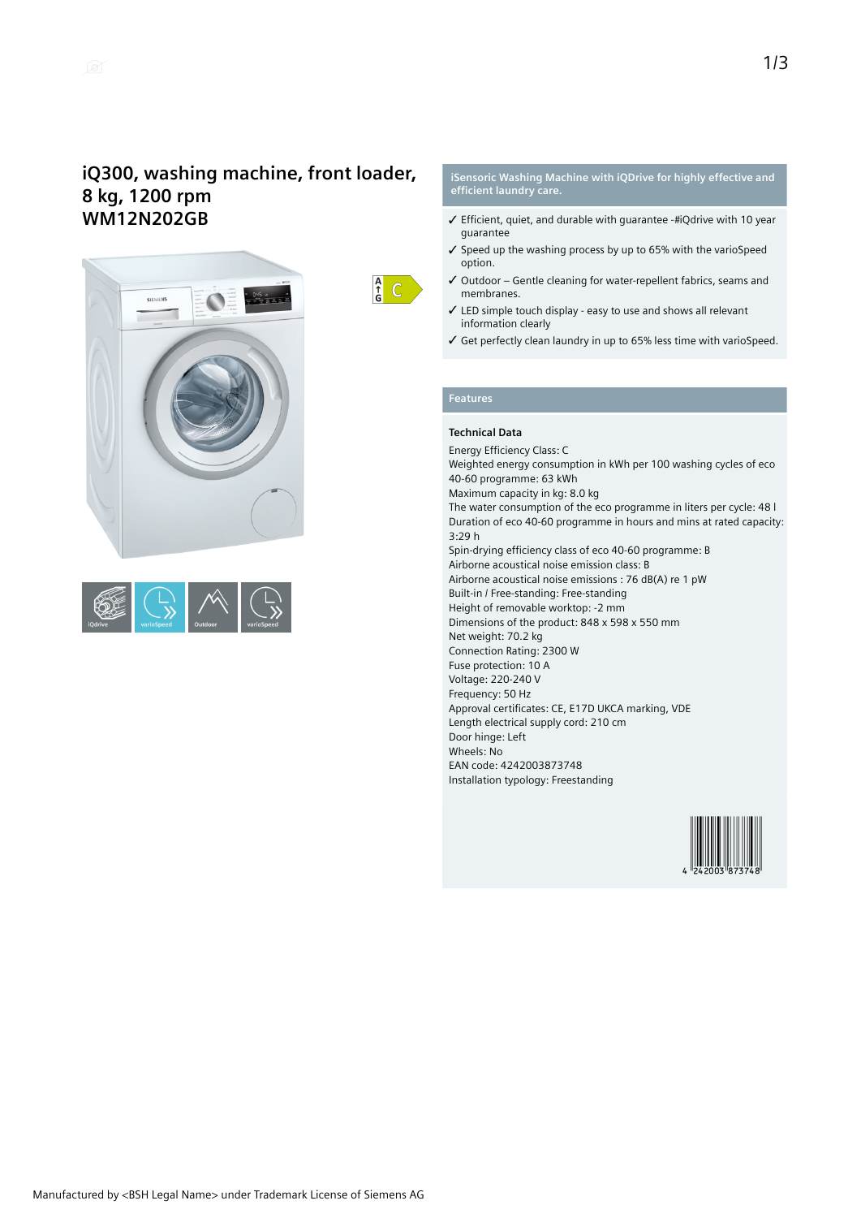# iQ300, washing machine, front loader, 8 kg, 1200 rpm
# WM12N202GB

**iSensoric Washing Machine with iQDrive for highly effective and efficient laundry care.**

- ✓ Efficient, quiet, and durable with guarantee -#iQdrive with 10 year guarantee
- ✓ Speed up the washing process by up to 65% with the varioSpeed option.
- ✓ Outdoor – Gentle cleaning for water-repellent fabrics, seams and membranes.
- ✓ LED simple touch display - easy to use and shows all relevant information clearly
- ✓ Get perfectly clean laundry in up to 65% less time with varioSpeed.

## Features

### Technical Data

Energy Efficiency Class: C
Weighted energy consumption in kWh per 100 washing cycles of eco 40-60 programme: 63 kWh
Maximum capacity in kg: 8.0 kg
The water consumption of the eco programme in liters per cycle: 48 l
Duration of eco 40-60 programme in hours and mins at rated capacity: 3:29 h
Spin-drying efficiency class of eco 40-60 programme: B
Airborne acoustical noise emission class: B
Airborne acoustical noise emissions : 76 dB(A) re 1 pW
Built-in / Free-standing: Free-standing
Height of removable worktop: -2 mm
Dimensions of the product: 848 x 598 x 550 mm
Net weight: 70.2 kg
Connection Rating: 2300 W
Fuse protection: 10 A
Voltage: 220-240 V
Frequency: 50 Hz
Approval certificates: CE, E17D UKCA marking, VDE
Length electrical supply cord: 210 cm
Door hinge: Left
Wheels: No
EAN code: 4242003873748
Installation typology: Freestanding

Manufactured by <BSH Legal Name> under Trademark License of Siemens AG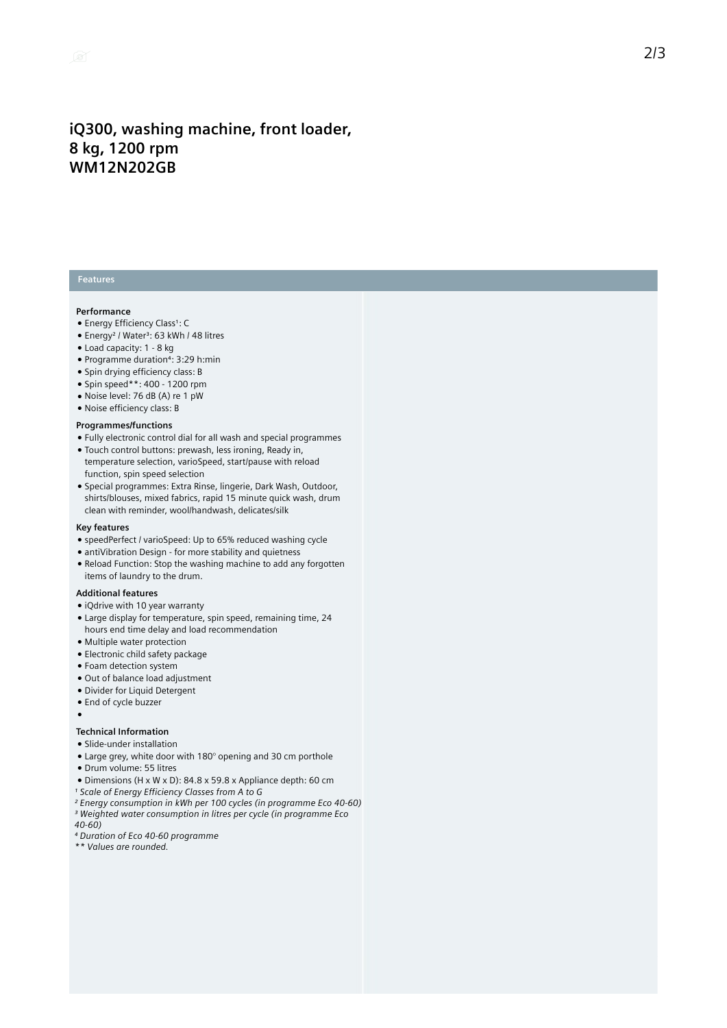# iQ300, washing machine, front loader, 8 kg, 1200 rpm
# WM12N202GB

## Features

### Performance

- Energy Efficiency Class[1]: C
- Energy[2] / Water[3]: 63 kWh / 48 litres
- Load capacity: 1 - 8 kg
- Programme duration[4]: 3:29 h:min
- Spin drying efficiency class: B
- Spin speed**: 400 - 1200 rpm
- Noise level: 76 dB (A) re 1 pW
- Noise efficiency class: B

### Programmes/functions

- Fully electronic control dial for all wash and special programmes
- Touch control buttons: prewash, less ironing, Ready in, temperature selection, varioSpeed, start/pause with reload function, spin speed selection
- Special programmes: Extra Rinse, lingerie, Dark Wash, Outdoor, shirts/blouses, mixed fabrics, rapid 15 minute quick wash, drum clean with reminder, wool/handwash, delicates/silk

### Key features

- speedPerfect / varioSpeed: Up to 65% reduced washing cycle
- antiVibration Design - for more stability and quietness
- Reload Function: Stop the washing machine to add any forgotten items of laundry to the drum.

### Additional features

- iQdrive with 10 year warranty
- Large display for temperature, spin speed, remaining time, 24 hours end time delay and load recommendation
- Multiple water protection
- Electronic child safety package
- Foam detection system
- Out of balance load adjustment
- Divider for Liquid Detergent
- End of cycle buzzer
- 

### Technical Information

- Slide-under installation
- Large grey, white door with 180° opening and 30 cm porthole
- Drum volume: 55 litres
- Dimensions (H x W x D): 84.8 x 59.8 x Appliance depth: 60 cm

*[1] Scale of Energy Efficiency Classes from A to G*
*[2] Energy consumption in kWh per 100 cycles (in programme Eco 40-60)*
*[3] Weighted water consumption in litres per cycle (in programme Eco 40-60)*
*[4] Duration of Eco 40-60 programme*
*** Values are rounded.*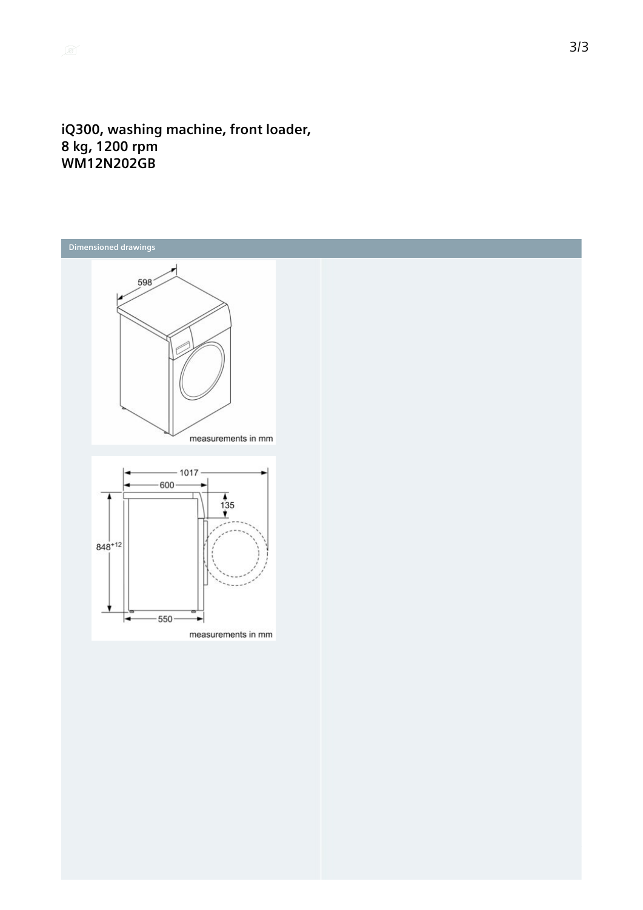**iQ300, washing machine, front loader, 8 kg, 1200 rpm WM12N202GB**

## Dimensioned drawings

598

measurements in mm

1017

600

135

848+12

550

measurements in mm